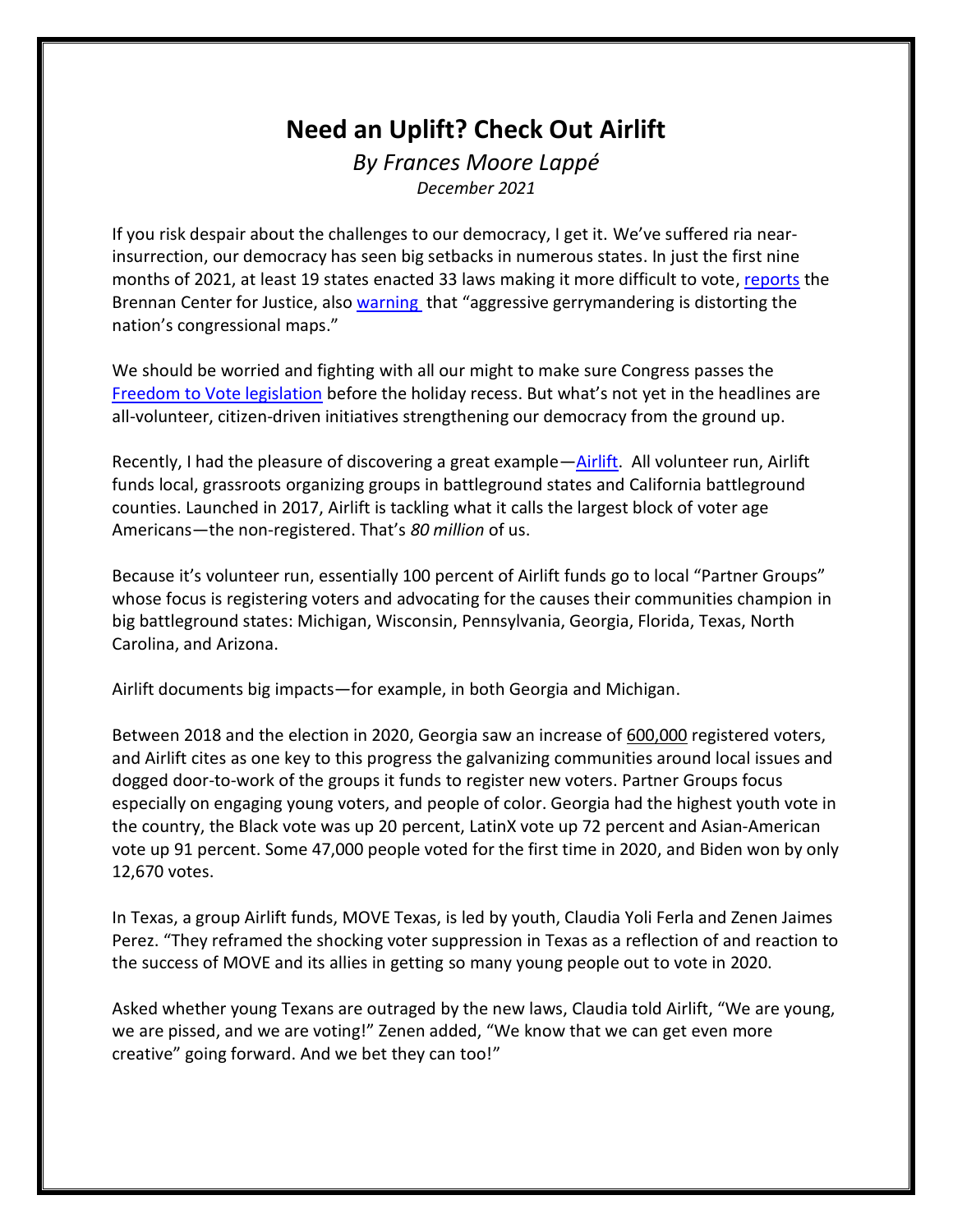# Need an Uplift? Check Out Airlift

*By Frances Moore Lappé*

*December 2021*

If you risk despair about the challenges to our democracy, I get it. We've suffered ria near-insurrection, our democracy has seen big setbacks in numerous states. In just the first nine months of 2021, at least 19 states enacted 33 laws making it more difficult to vote, reports the Brennan Center for Justice, also warning that "aggressive gerrymandering is distorting the nation's congressional maps."

We should be worried and fighting with all our might to make sure Congress passes the Freedom to Vote legislation before the holiday recess. But what's not yet in the headlines are all-volunteer, citizen-driven initiatives strengthening our democracy from the ground up.

Recently, I had the pleasure of discovering a great example—Airlift. All volunteer run, Airlift funds local, grassroots organizing groups in battleground states and California battleground counties. Launched in 2017, Airlift is tackling what it calls the largest block of voter age Americans—the non-registered. That's *80 million* of us.

Because it's volunteer run, essentially 100 percent of Airlift funds go to local "Partner Groups" whose focus is registering voters and advocating for the causes their communities champion in big battleground states: Michigan, Wisconsin, Pennsylvania, Georgia, Florida, Texas, North Carolina, and Arizona.

Airlift documents big impacts—for example, in both Georgia and Michigan.

Between 2018 and the election in 2020, Georgia saw an increase of 600,000 registered voters, and Airlift cites as one key to this progress the galvanizing communities around local issues and dogged door-to-work of the groups it funds to register new voters. Partner Groups focus especially on engaging young voters, and people of color. Georgia had the highest youth vote in the country, the Black vote was up 20 percent, LatinX vote up 72 percent and Asian-American vote up 91 percent. Some 47,000 people voted for the first time in 2020, and Biden won by only 12,670 votes.

In Texas, a group Airlift funds, MOVE Texas, is led by youth, Claudia Yoli Ferla and Zenen Jaimes Perez. "They reframed the shocking voter suppression in Texas as a reflection of and reaction to the success of MOVE and its allies in getting so many young people out to vote in 2020.

Asked whether young Texans are outraged by the new laws, Claudia told Airlift, "We are young, we are pissed, and we are voting!" Zenen added, "We know that we can get even more creative" going forward. And we bet they can too!"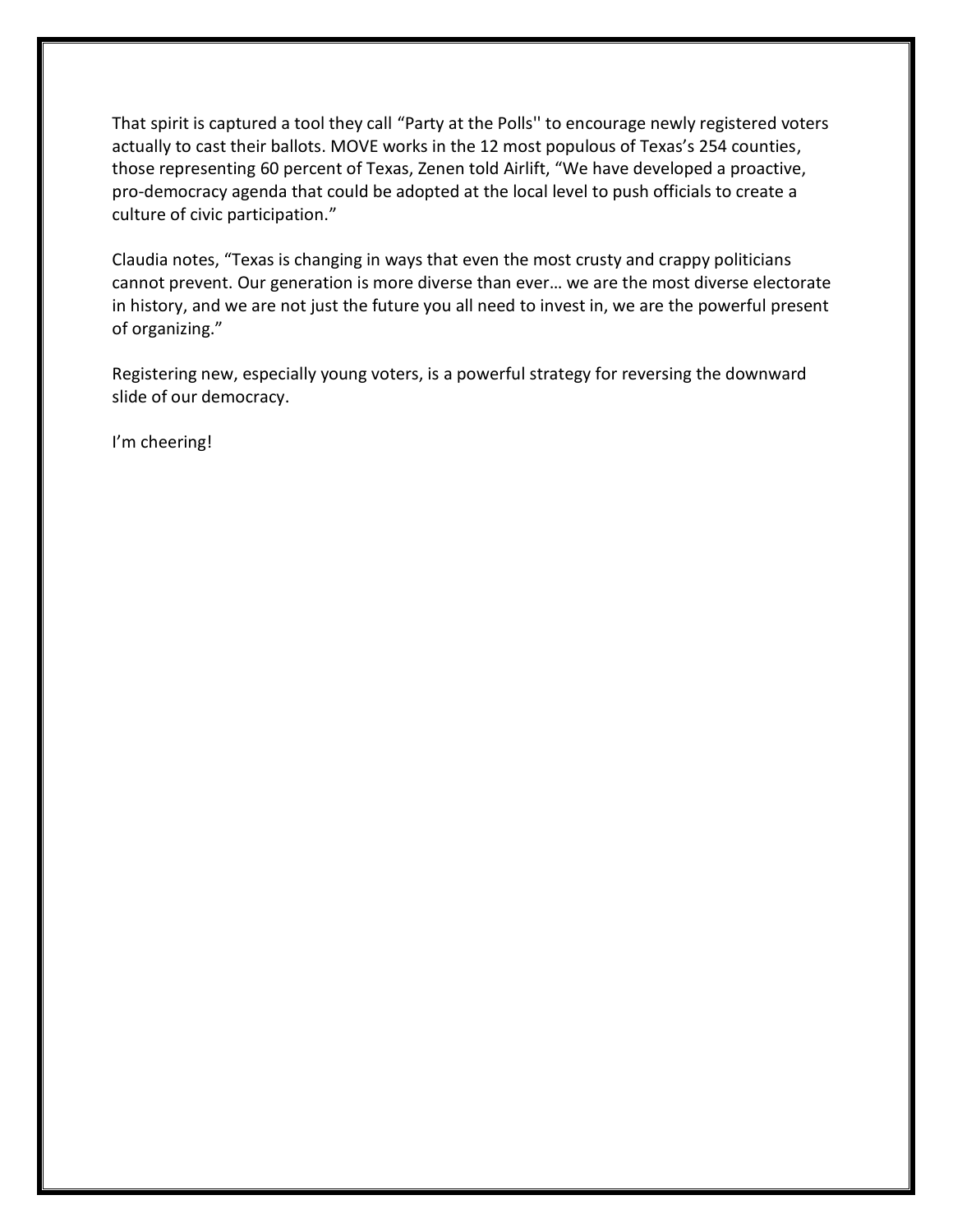That spirit is captured a tool they call "Party at the Polls'' to encourage newly registered voters actually to cast their ballots. MOVE works in the 12 most populous of Texas's 254 counties, those representing 60 percent of Texas, Zenen told Airlift, "We have developed a proactive, pro-democracy agenda that could be adopted at the local level to push officials to create a culture of civic participation."

Claudia notes, "Texas is changing in ways that even the most crusty and crappy politicians cannot prevent. Our generation is more diverse than ever… we are the most diverse electorate in history, and we are not just the future you all need to invest in, we are the powerful present of organizing."

Registering new, especially young voters, is a powerful strategy for reversing the downward slide of our democracy.

I'm cheering!